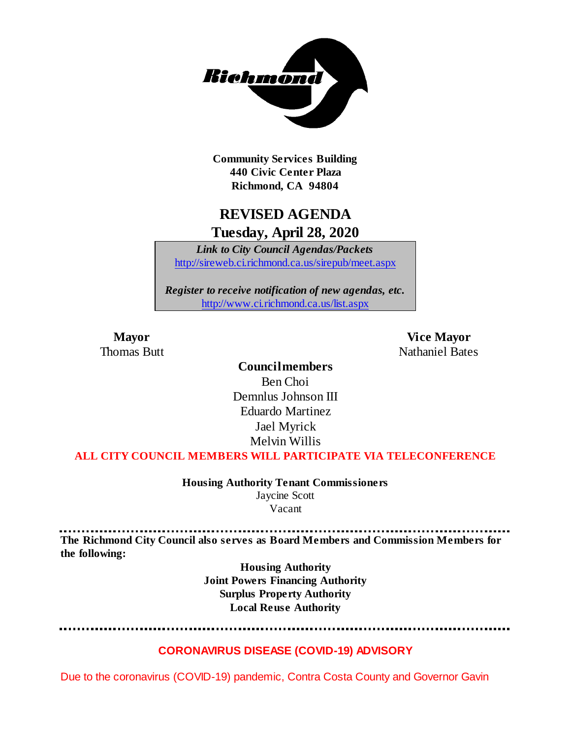**Community Services Building**
**440 Civic Center Plaza**
**Richmond, CA 94804**

# REVISED AGENDA

## Tuesday, April 28, 2020

*Link to City Council Agendas/Packets*
http://sireweb.ci.richmond.ca.us/sirepub/meet.aspx

*Register to receive notification of new agendas, etc.*
http://www.ci.richmond.ca.us/list.aspx

**Mayor**
Thomas Butt

**Vice Mayor**
Nathaniel Bates

**Councilmembers**
Ben Choi
Demnlus Johnson III
Eduardo Martinez
Jael Myrick
Melvin Willis

**ALL CITY COUNCIL MEMBERS WILL PARTICIPATE VIA TELECONFERENCE**

**Housing Authority Tenant Commissioners**
Jaycine Scott
Vacant

---

**The Richmond City Council also serves as Board Members and Commission Members for the following:**

**Housing Authority**
**Joint Powers Financing Authority**
**Surplus Property Authority**
**Local Reuse Authority**

---

**CORONAVIRUS DISEASE (COVID-19) ADVISORY**

Due to the coronavirus (COVID-19) pandemic, Contra Costa County and Governor Gavin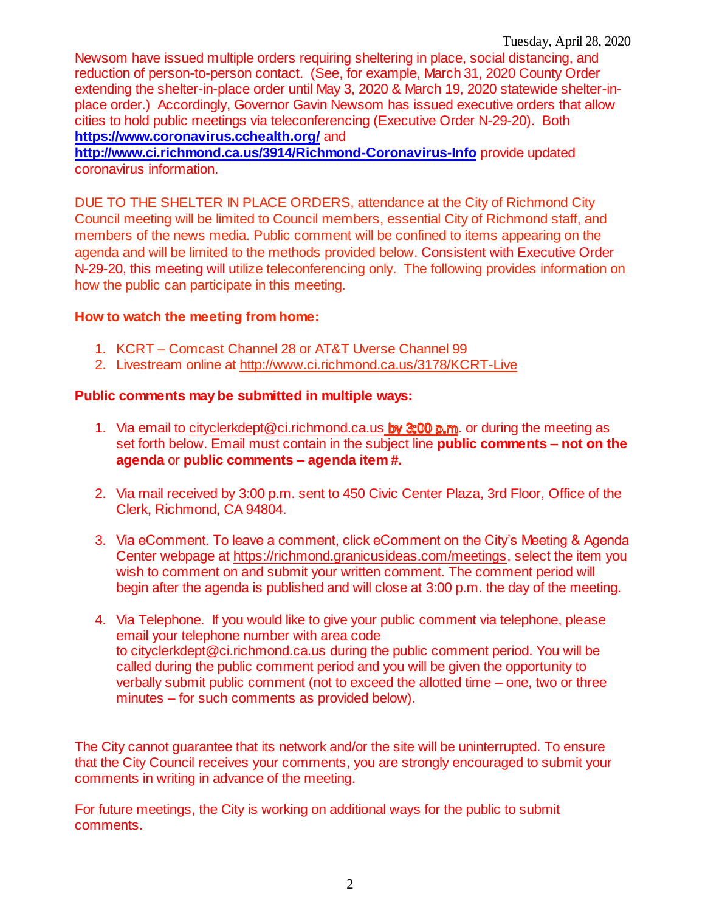Newsom have issued multiple orders requiring sheltering in place, social distancing, and reduction of person-to-person contact. (See, for example, March 31, 2020 County Order extending the shelter-in-place order until May 3, 2020 & March 19, 2020 statewide shelter-in-place order.) Accordingly, Governor Gavin Newsom has issued executive orders that allow cities to hold public meetings via teleconferencing (Executive Order N-29-20). Both **https://www.coronavirus.cchealth.org/** and **http://www.ci.richmond.ca.us/3914/Richmond-Coronavirus-Info** provide updated coronavirus information.

DUE TO THE SHELTER IN PLACE ORDERS, attendance at the City of Richmond City Council meeting will be limited to Council members, essential City of Richmond staff, and members of the news media. Public comment will be confined to items appearing on the agenda and will be limited to the methods provided below. Consistent with Executive Order N-29-20, this meeting will utilize teleconferencing only. The following provides information on how the public can participate in this meeting.

**How to watch the meeting from home:**

1. KCRT – Comcast Channel 28 or AT&T Uverse Channel 99
2. Livestream online at http://www.ci.richmond.ca.us/3178/KCRT-Live

**Public comments may be submitted in multiple ways:**

1. Via email to cityclerkdept@ci.richmond.ca.us **by 3:00 p.m**. or during the meeting as set forth below. Email must contain in the subject line **public comments – not on the agenda** or **public comments – agenda item #.**

2. Via mail received by 3:00 p.m. sent to 450 Civic Center Plaza, 3rd Floor, Office of the Clerk, Richmond, CA 94804.

3. Via eComment. To leave a comment, click eComment on the City's Meeting & Agenda Center webpage at https://richmond.granicusideas.com/meetings, select the item you wish to comment on and submit your written comment. The comment period will begin after the agenda is published and will close at 3:00 p.m. the day of the meeting.

4. Via Telephone. If you would like to give your public comment via telephone, please email your telephone number with area code to cityclerkdept@ci.richmond.ca.us during the public comment period. You will be called during the public comment period and you will be given the opportunity to verbally submit public comment (not to exceed the allotted time – one, two or three minutes – for such comments as provided below).

The City cannot guarantee that its network and/or the site will be uninterrupted. To ensure that the City Council receives your comments, you are strongly encouraged to submit your comments in writing in advance of the meeting.

For future meetings, the City is working on additional ways for the public to submit comments.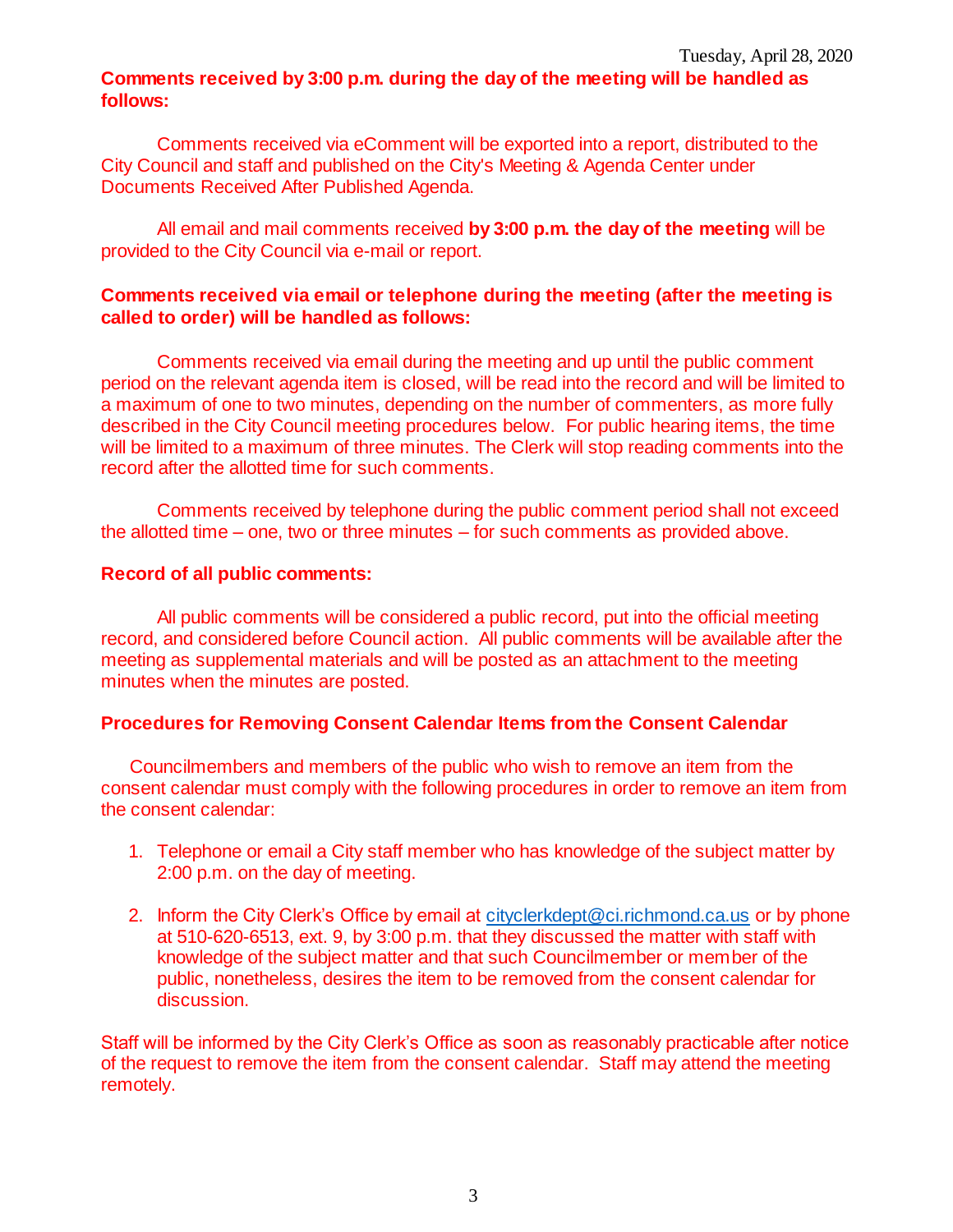**Comments received by 3:00 p.m. during the day of the meeting will be handled as follows:**

Comments received via eComment will be exported into a report, distributed to the City Council and staff and published on the City's Meeting & Agenda Center under Documents Received After Published Agenda.

All email and mail comments received **by 3:00 p.m. the day of the meeting** will be provided to the City Council via e-mail or report.

**Comments received via email or telephone during the meeting (after the meeting is called to order) will be handled as follows:**

Comments received via email during the meeting and up until the public comment period on the relevant agenda item is closed, will be read into the record and will be limited to a maximum of one to two minutes, depending on the number of commenters, as more fully described in the City Council meeting procedures below. For public hearing items, the time will be limited to a maximum of three minutes. The Clerk will stop reading comments into the record after the allotted time for such comments.

Comments received by telephone during the public comment period shall not exceed the allotted time – one, two or three minutes – for such comments as provided above.

**Record of all public comments:**

All public comments will be considered a public record, put into the official meeting record, and considered before Council action. All public comments will be available after the meeting as supplemental materials and will be posted as an attachment to the meeting minutes when the minutes are posted.

**Procedures for Removing Consent Calendar Items from the Consent Calendar**

Councilmembers and members of the public who wish to remove an item from the consent calendar must comply with the following procedures in order to remove an item from the consent calendar:

1. Telephone or email a City staff member who has knowledge of the subject matter by 2:00 p.m. on the day of meeting.
2. Inform the City Clerk's Office by email at cityclerkdept@ci.richmond.ca.us or by phone at 510-620-6513, ext. 9, by 3:00 p.m. that they discussed the matter with staff with knowledge of the subject matter and that such Councilmember or member of the public, nonetheless, desires the item to be removed from the consent calendar for discussion.

Staff will be informed by the City Clerk's Office as soon as reasonably practicable after notice of the request to remove the item from the consent calendar. Staff may attend the meeting remotely.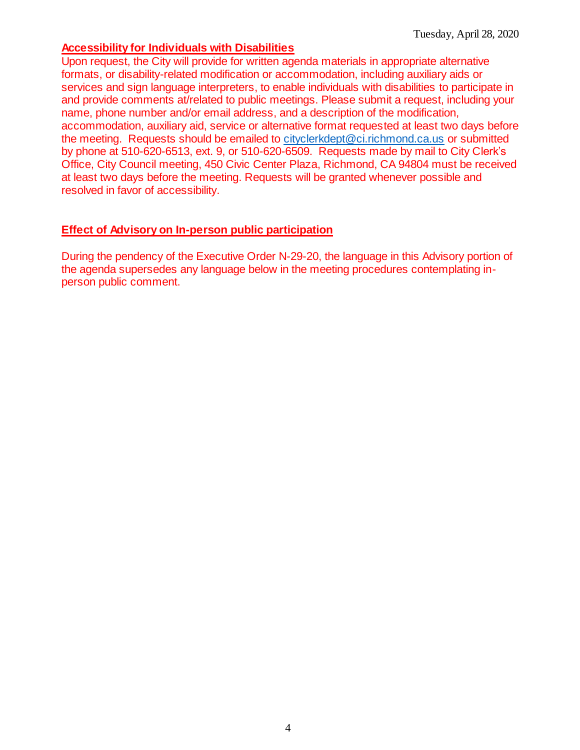**Accessibility for Individuals with Disabilities**

Upon request, the City will provide for written agenda materials in appropriate alternative formats, or disability-related modification or accommodation, including auxiliary aids or services and sign language interpreters, to enable individuals with disabilities to participate in and provide comments at/related to public meetings. Please submit a request, including your name, phone number and/or email address, and a description of the modification, accommodation, auxiliary aid, service or alternative format requested at least two days before the meeting. Requests should be emailed to cityclerkdept@ci.richmond.ca.us or submitted by phone at 510-620-6513, ext. 9, or 510-620-6509. Requests made by mail to City Clerk's Office, City Council meeting, 450 Civic Center Plaza, Richmond, CA 94804 must be received at least two days before the meeting. Requests will be granted whenever possible and resolved in favor of accessibility.

**Effect of Advisory on In-person public participation**

During the pendency of the Executive Order N-29-20, the language in this Advisory portion of the agenda supersedes any language below in the meeting procedures contemplating in-person public comment.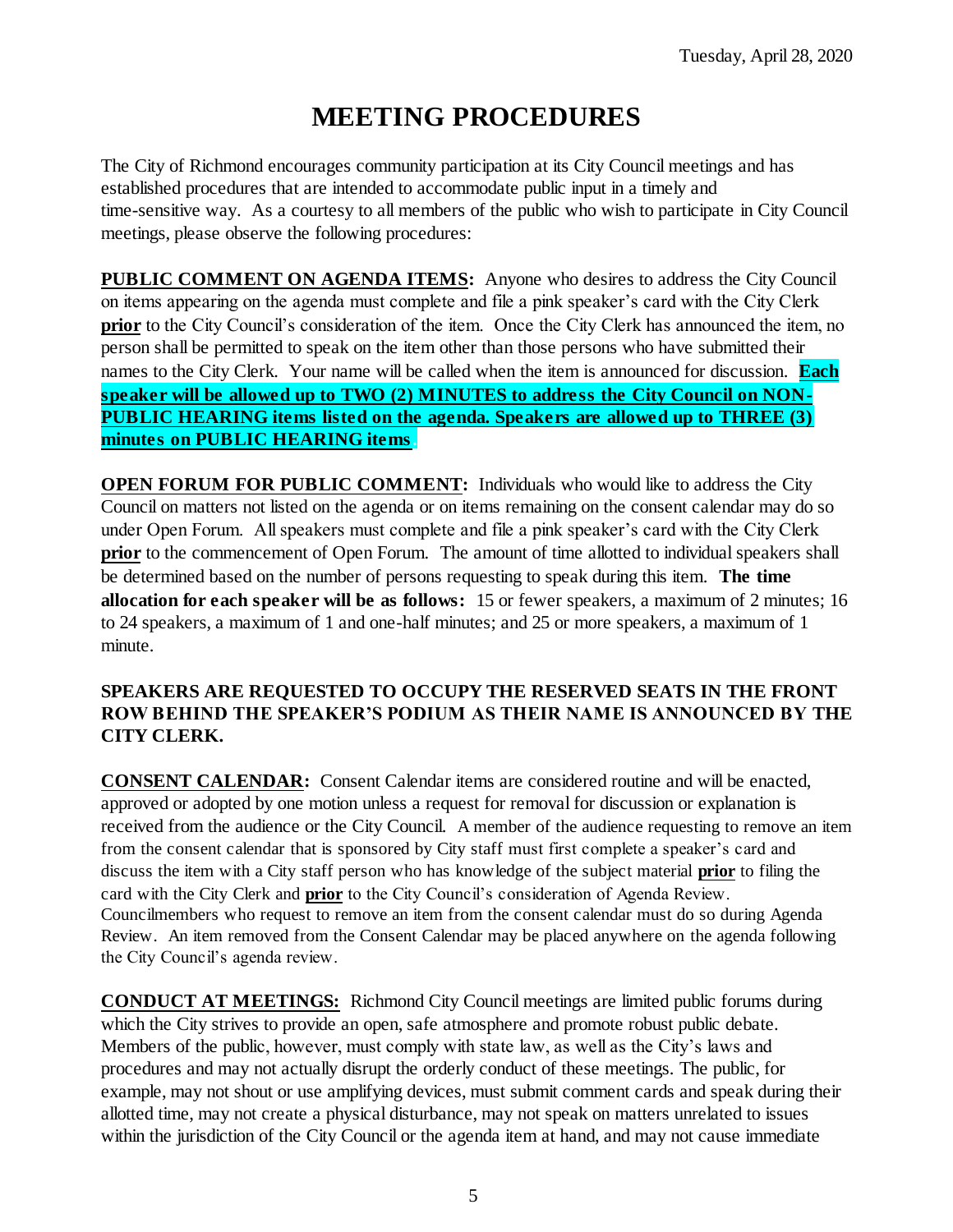Tuesday, April 28, 2020

# MEETING PROCEDURES

The City of Richmond encourages community participation at its City Council meetings and has established procedures that are intended to accommodate public input in a timely and time-sensitive way. As a courtesy to all members of the public who wish to participate in City Council meetings, please observe the following procedures:

**PUBLIC COMMENT ON AGENDA ITEMS:** Anyone who desires to address the City Council on items appearing on the agenda must complete and file a pink speaker's card with the City Clerk **prior** to the City Council's consideration of the item. Once the City Clerk has announced the item, no person shall be permitted to speak on the item other than those persons who have submitted their names to the City Clerk. Your name will be called when the item is announced for discussion. **Each speaker will be allowed up to TWO (2) MINUTES to address the City Council on NON-PUBLIC HEARING items listed on the agenda. Speakers are allowed up to THREE (3) minutes on PUBLIC HEARING items**.

**OPEN FORUM FOR PUBLIC COMMENT:** Individuals who would like to address the City Council on matters not listed on the agenda or on items remaining on the consent calendar may do so under Open Forum. All speakers must complete and file a pink speaker's card with the City Clerk **prior** to the commencement of Open Forum. The amount of time allotted to individual speakers shall be determined based on the number of persons requesting to speak during this item. **The time allocation for each speaker will be as follows:** 15 or fewer speakers, a maximum of 2 minutes; 16 to 24 speakers, a maximum of 1 and one-half minutes; and 25 or more speakers, a maximum of 1 minute.

**SPEAKERS ARE REQUESTED TO OCCUPY THE RESERVED SEATS IN THE FRONT ROW BEHIND THE SPEAKER'S PODIUM AS THEIR NAME IS ANNOUNCED BY THE CITY CLERK.**

**CONSENT CALENDAR:** Consent Calendar items are considered routine and will be enacted, approved or adopted by one motion unless a request for removal for discussion or explanation is received from the audience or the City Council. A member of the audience requesting to remove an item from the consent calendar that is sponsored by City staff must first complete a speaker's card and discuss the item with a City staff person who has knowledge of the subject material **prior** to filing the card with the City Clerk and **prior** to the City Council's consideration of Agenda Review. Councilmembers who request to remove an item from the consent calendar must do so during Agenda Review. An item removed from the Consent Calendar may be placed anywhere on the agenda following the City Council's agenda review.

**CONDUCT AT MEETINGS:** Richmond City Council meetings are limited public forums during which the City strives to provide an open, safe atmosphere and promote robust public debate. Members of the public, however, must comply with state law, as well as the City's laws and procedures and may not actually disrupt the orderly conduct of these meetings. The public, for example, may not shout or use amplifying devices, must submit comment cards and speak during their allotted time, may not create a physical disturbance, may not speak on matters unrelated to issues within the jurisdiction of the City Council or the agenda item at hand, and may not cause immediate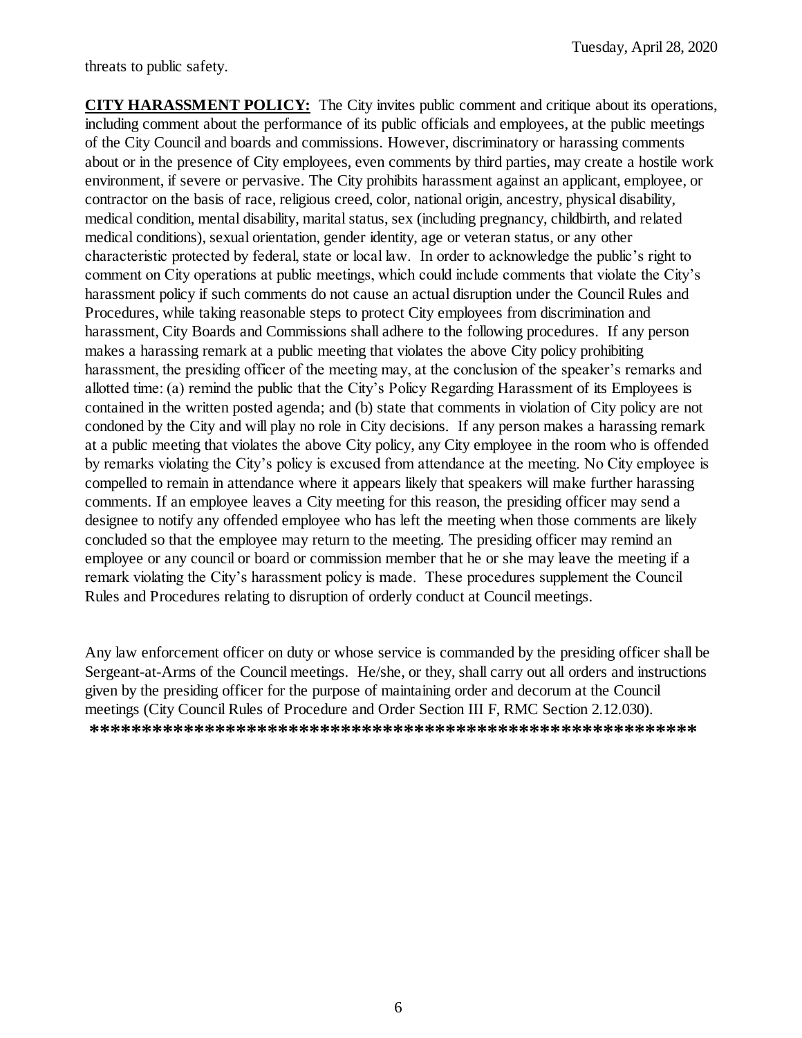threats to public safety.

**CITY HARASSMENT POLICY:** The City invites public comment and critique about its operations, including comment about the performance of its public officials and employees, at the public meetings of the City Council and boards and commissions. However, discriminatory or harassing comments about or in the presence of City employees, even comments by third parties, may create a hostile work environment, if severe or pervasive. The City prohibits harassment against an applicant, employee, or contractor on the basis of race, religious creed, color, national origin, ancestry, physical disability, medical condition, mental disability, marital status, sex (including pregnancy, childbirth, and related medical conditions), sexual orientation, gender identity, age or veteran status, or any other characteristic protected by federal, state or local law. In order to acknowledge the public's right to comment on City operations at public meetings, which could include comments that violate the City's harassment policy if such comments do not cause an actual disruption under the Council Rules and Procedures, while taking reasonable steps to protect City employees from discrimination and harassment, City Boards and Commissions shall adhere to the following procedures. If any person makes a harassing remark at a public meeting that violates the above City policy prohibiting harassment, the presiding officer of the meeting may, at the conclusion of the speaker's remarks and allotted time: (a) remind the public that the City's Policy Regarding Harassment of its Employees is contained in the written posted agenda; and (b) state that comments in violation of City policy are not condoned by the City and will play no role in City decisions. If any person makes a harassing remark at a public meeting that violates the above City policy, any City employee in the room who is offended by remarks violating the City's policy is excused from attendance at the meeting. No City employee is compelled to remain in attendance where it appears likely that speakers will make further harassing comments. If an employee leaves a City meeting for this reason, the presiding officer may send a designee to notify any offended employee who has left the meeting when those comments are likely concluded so that the employee may return to the meeting. The presiding officer may remind an employee or any council or board or commission member that he or she may leave the meeting if a remark violating the City's harassment policy is made. These procedures supplement the Council Rules and Procedures relating to disruption of orderly conduct at Council meetings.

Any law enforcement officer on duty or whose service is commanded by the presiding officer shall be Sergeant-at-Arms of the Council meetings. He/she, or they, shall carry out all orders and instructions given by the presiding officer for the purpose of maintaining order and decorum at the Council meetings (City Council Rules of Procedure and Order Section III F, RMC Section 2.12.030).

**************************************************************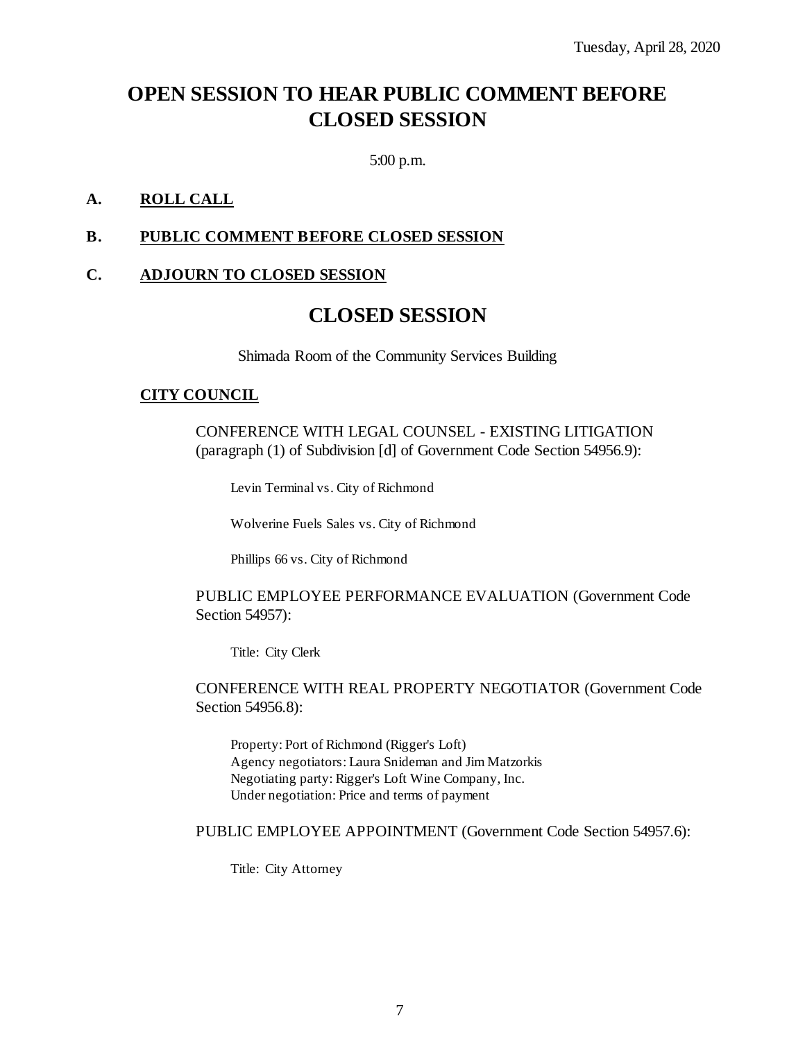Tuesday, April 28, 2020

# OPEN SESSION TO HEAR PUBLIC COMMENT BEFORE CLOSED SESSION

5:00 p.m.

**A. <u>ROLL CALL</u>**

**B. <u>PUBLIC COMMENT BEFORE CLOSED SESSION</u>**

**C. <u>ADJOURN TO CLOSED SESSION</u>**

# CLOSED SESSION

Shimada Room of the Community Services Building

**<u>CITY COUNCIL</u>**

CONFERENCE WITH LEGAL COUNSEL - EXISTING LITIGATION (paragraph (1) of Subdivision [d] of Government Code Section 54956.9):

Levin Terminal vs. City of Richmond

Wolverine Fuels Sales vs. City of Richmond

Phillips 66 vs. City of Richmond

PUBLIC EMPLOYEE PERFORMANCE EVALUATION (Government Code Section 54957):

Title: City Clerk

CONFERENCE WITH REAL PROPERTY NEGOTIATOR (Government Code Section 54956.8):

Property: Port of Richmond (Rigger's Loft)
Agency negotiators: Laura Snideman and Jim Matzorkis
Negotiating party: Rigger's Loft Wine Company, Inc.
Under negotiation: Price and terms of payment

PUBLIC EMPLOYEE APPOINTMENT (Government Code Section 54957.6):

Title: City Attorney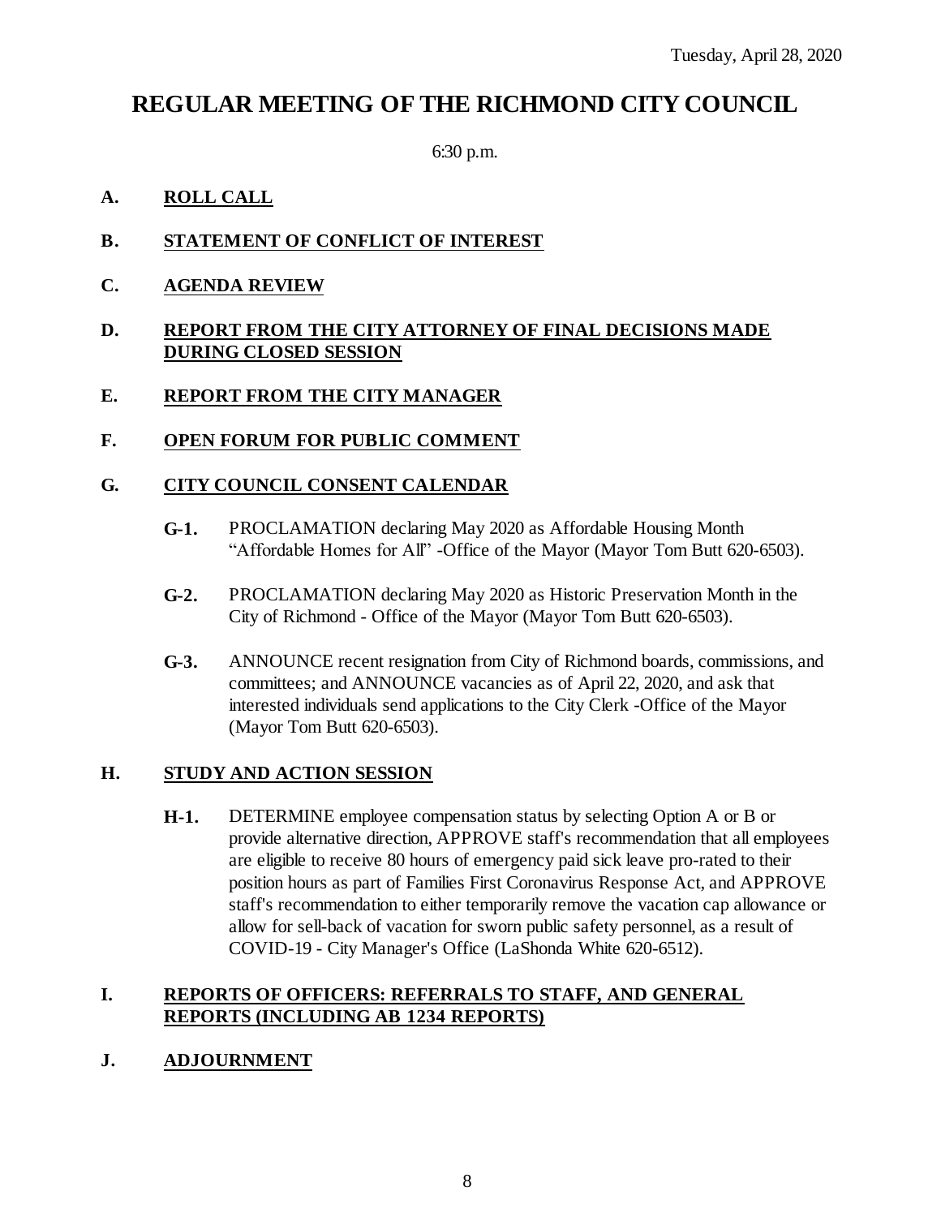Tuesday, April 28, 2020

# REGULAR MEETING OF THE RICHMOND CITY COUNCIL

6:30 p.m.

**A. ROLL CALL**

**B. STATEMENT OF CONFLICT OF INTEREST**

**C. AGENDA REVIEW**

**D. REPORT FROM THE CITY ATTORNEY OF FINAL DECISIONS MADE DURING CLOSED SESSION**

**E. REPORT FROM THE CITY MANAGER**

**F. OPEN FORUM FOR PUBLIC COMMENT**

**G. CITY COUNCIL CONSENT CALENDAR**

**G-1.** PROCLAMATION declaring May 2020 as Affordable Housing Month "Affordable Homes for All" -Office of the Mayor (Mayor Tom Butt 620-6503).

**G-2.** PROCLAMATION declaring May 2020 as Historic Preservation Month in the City of Richmond - Office of the Mayor (Mayor Tom Butt 620-6503).

**G-3.** ANNOUNCE recent resignation from City of Richmond boards, commissions, and committees; and ANNOUNCE vacancies as of April 22, 2020, and ask that interested individuals send applications to the City Clerk -Office of the Mayor (Mayor Tom Butt 620-6503).

**H. STUDY AND ACTION SESSION**

**H-1.** DETERMINE employee compensation status by selecting Option A or B or provide alternative direction, APPROVE staff's recommendation that all employees are eligible to receive 80 hours of emergency paid sick leave pro-rated to their position hours as part of Families First Coronavirus Response Act, and APPROVE staff's recommendation to either temporarily remove the vacation cap allowance or allow for sell-back of vacation for sworn public safety personnel, as a result of COVID-19 - City Manager's Office (LaShonda White 620-6512).

**I. REPORTS OF OFFICERS: REFERRALS TO STAFF, AND GENERAL REPORTS (INCLUDING AB 1234 REPORTS)**

**J. ADJOURNMENT**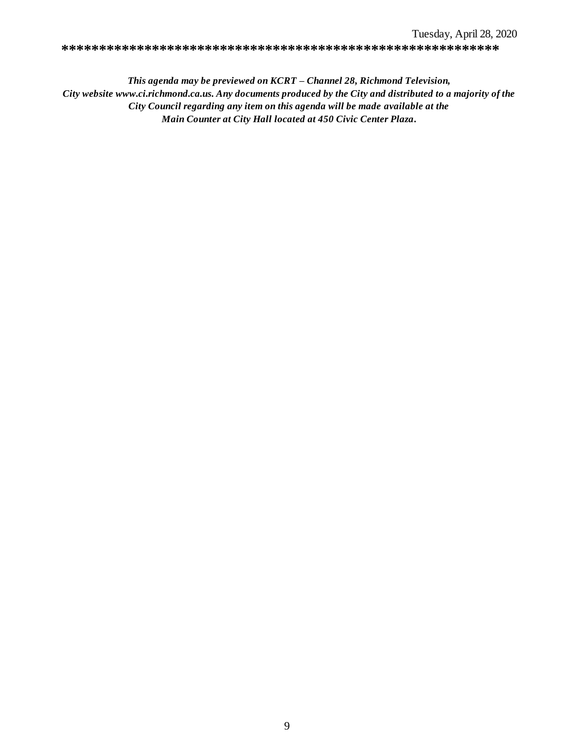***********************************************************

***This agenda may be previewed on KCRT – Channel 28, Richmond Television, City website www.ci.richmond.ca.us. Any documents produced by the City and distributed to a majority of the City Council regarding any item on this agenda will be made available at the Main Counter at City Hall located at 450 Civic Center Plaza.***